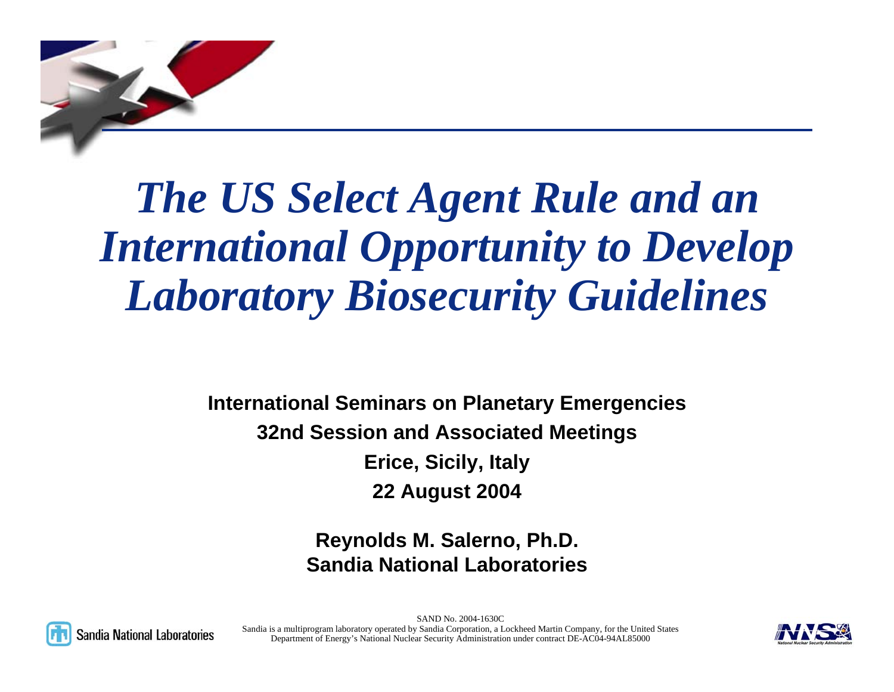# *The US Select Agent Rule and an International Opportunity to Develop Laboratory Biosecurity Guidelines*

**International Seminars on Planetary Emergencies**

**32nd Session and Associated Meetings**

**Erice, Sicily, Italy**

**22 August 2004**

**Reynolds M. Salerno, Ph.D.**
**Sandia National Laboratories**

SAND No. 2004-1630C

Sandia is a multiprogram laboratory operated by Sandia Corporation, a Lockheed Martin Company, for the United States Department of Energy's National Nuclear Security Administration under contract DE-AC04-94AL85000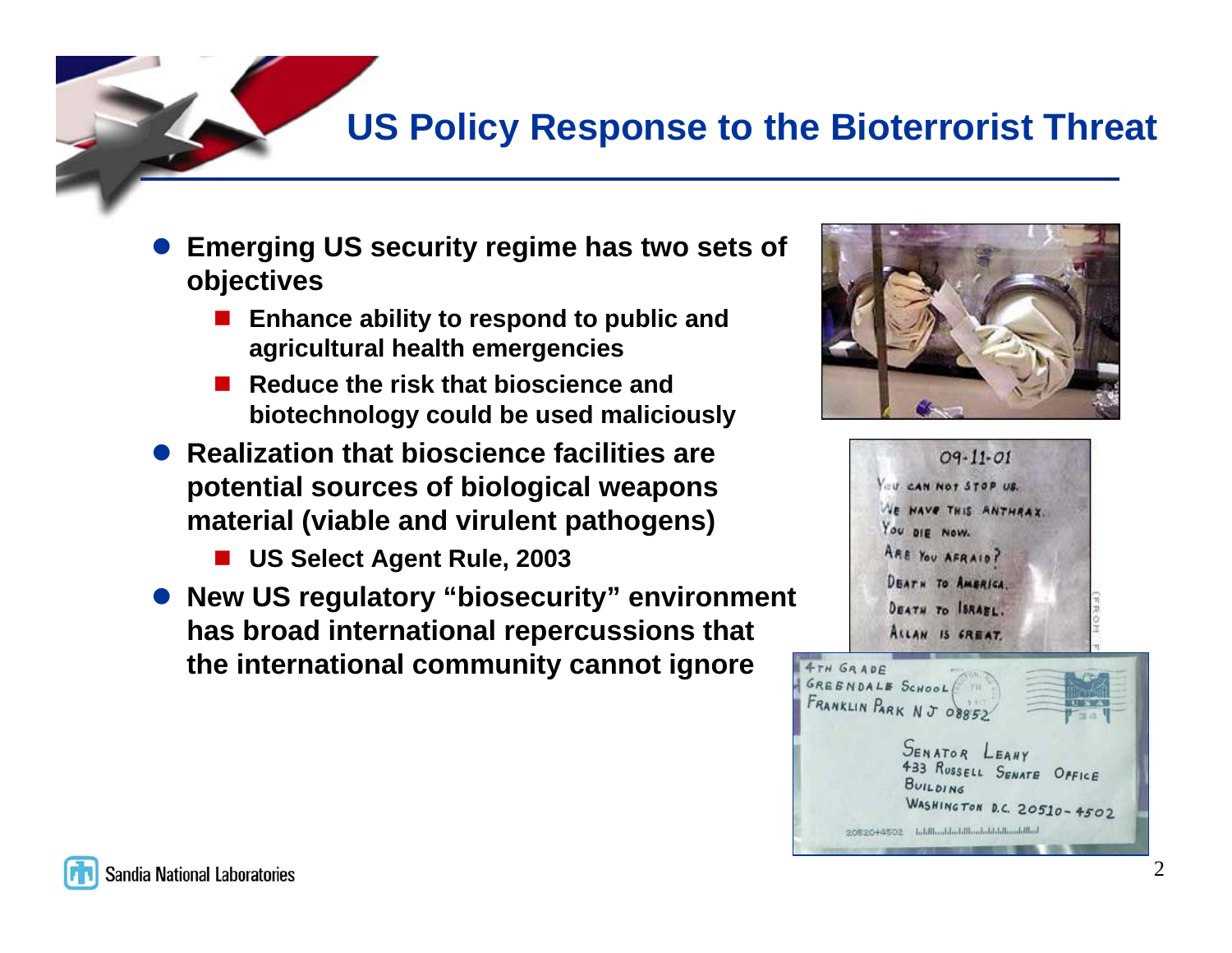# US Policy Response to the Bioterrorist Threat

- **Emerging US security regime has two sets of objectives**
  - **Enhance ability to respond to public and agricultural health emergencies**
  - **Reduce the risk that bioscience and biotechnology could be used maliciously**
- **Realization that bioscience facilities are potential sources of biological weapons material (viable and virulent pathogens)**
  - **US Select Agent Rule, 2003**
- **New US regulatory "biosecurity" environment has broad international repercussions that the international community cannot ignore**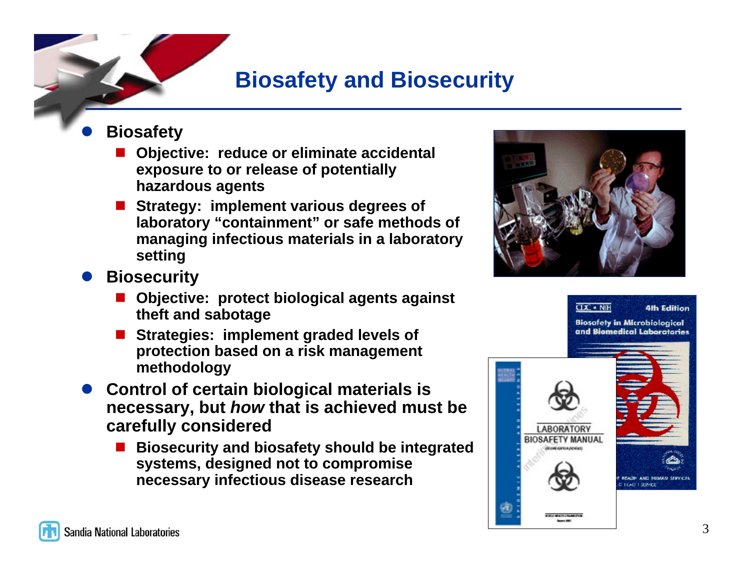# Biosafety and Biosecurity

- **Biosafety**
  - **Objective: reduce or eliminate accidental exposure to or release of potentially hazardous agents**
  - **Strategy: implement various degrees of laboratory "containment" or safe methods of managing infectious materials in a laboratory setting**
- **Biosecurity**
  - **Objective: protect biological agents against theft and sabotage**
  - **Strategies: implement graded levels of protection based on a risk management methodology**
- **Control of certain biological materials is necessary, but *how* that is achieved must be carefully considered**
  - **Biosecurity and biosafety should be integrated systems, designed not to compromise necessary infectious disease research**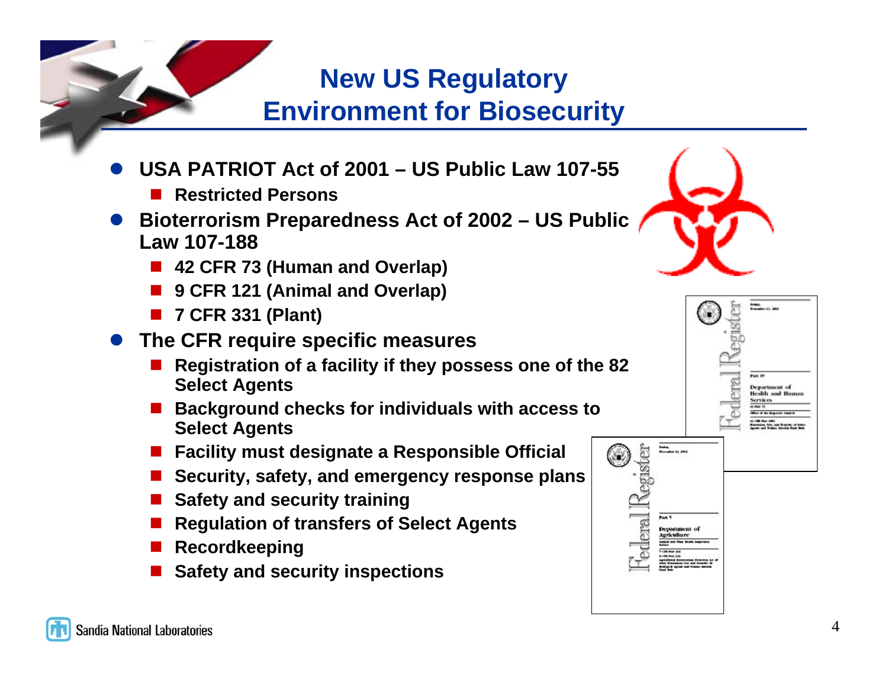# New US Regulatory Environment for Biosecurity

- **USA PATRIOT Act of 2001 – US Public Law 107-55**
  - **Restricted Persons**
- **Bioterrorism Preparedness Act of 2002 – US Public Law 107-188**
  - **42 CFR 73 (Human and Overlap)**
  - **9 CFR 121 (Animal and Overlap)**
  - **7 CFR 331 (Plant)**
- **The CFR require specific measures**
  - **Registration of a facility if they possess one of the 82 Select Agents**
  - **Background checks for individuals with access to Select Agents**
  - **Facility must designate a Responsible Official**
  - **Security, safety, and emergency response plans**
  - **Safety and security training**
  - **Regulation of transfers of Select Agents**
  - **Recordkeeping**
  - **Safety and security inspections**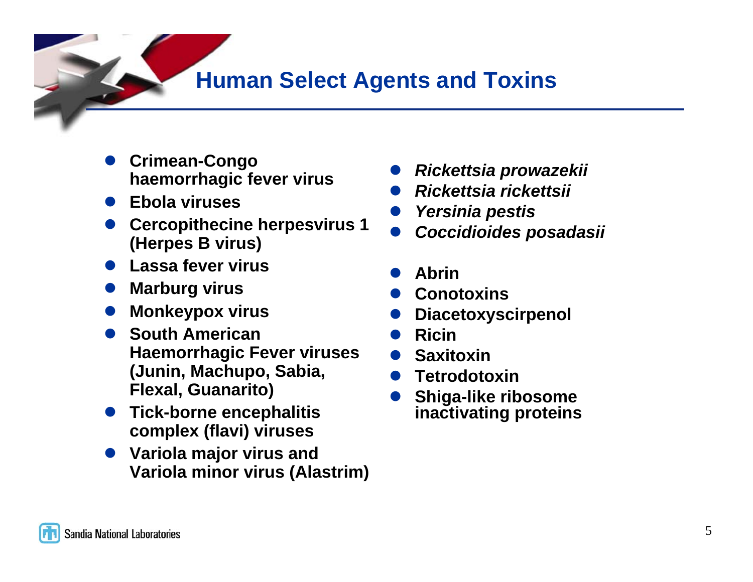# Human Select Agents and Toxins

- **Crimean-Congo haemorrhagic fever virus**
- **Ebola viruses**
- **Cercopithecine herpesvirus 1 (Herpes B virus)**
- **Lassa fever virus**
- **Marburg virus**
- **Monkeypox virus**
- **South American Haemorrhagic Fever viruses (Junin, Machupo, Sabia, Flexal, Guanarito)**
- **Tick-borne encephalitis complex (flavi) viruses**
- **Variola major virus and Variola minor virus (Alastrim)**

- ***Rickettsia prowazekii***
- ***Rickettsia rickettsii***
- ***Yersinia pestis***
- ***Coccidioides posadasii***

- **Abrin**
- **Conotoxins**
- **Diacetoxyscirpenol**
- **Ricin**
- **Saxitoxin**
- **Tetrodotoxin**
- **Shiga-like ribosome inactivating proteins**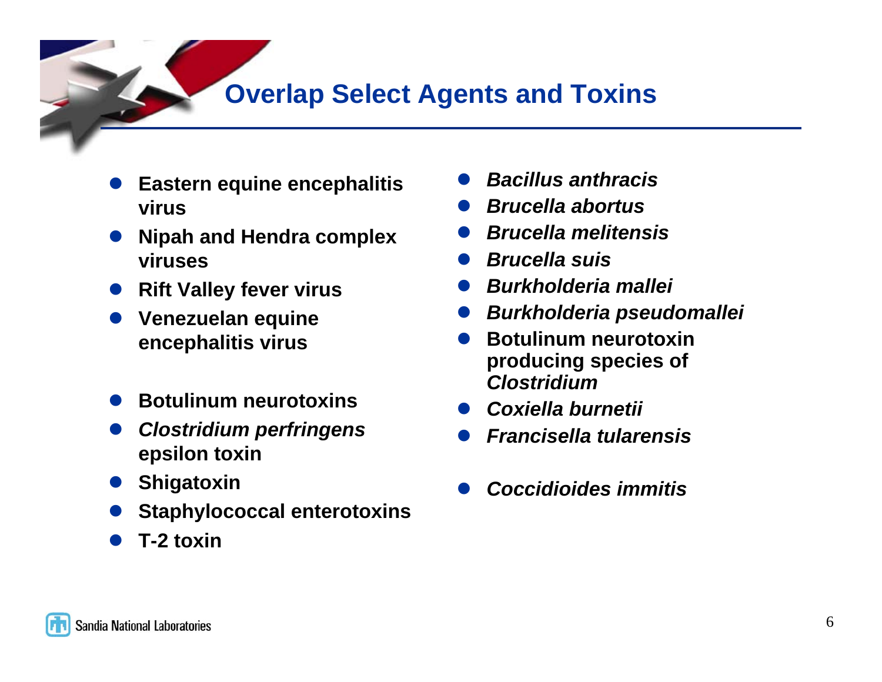# Overlap Select Agents and Toxins

- Eastern equine encephalitis virus
- Nipah and Hendra complex viruses
- Rift Valley fever virus
- Venezuelan equine encephalitis virus

- Botulinum neurotoxins
- *Clostridium perfringens* epsilon toxin
- Shigatoxin
- Staphylococcal enterotoxins
- T-2 toxin

- *Bacillus anthracis*
- *Brucella abortus*
- *Brucella melitensis*
- *Brucella suis*
- *Burkholderia mallei*
- *Burkholderia pseudomallei*
- Botulinum neurotoxin producing species of *Clostridium*
- *Coxiella burnetii*
- *Francisella tularensis*

- *Coccidioides immitis*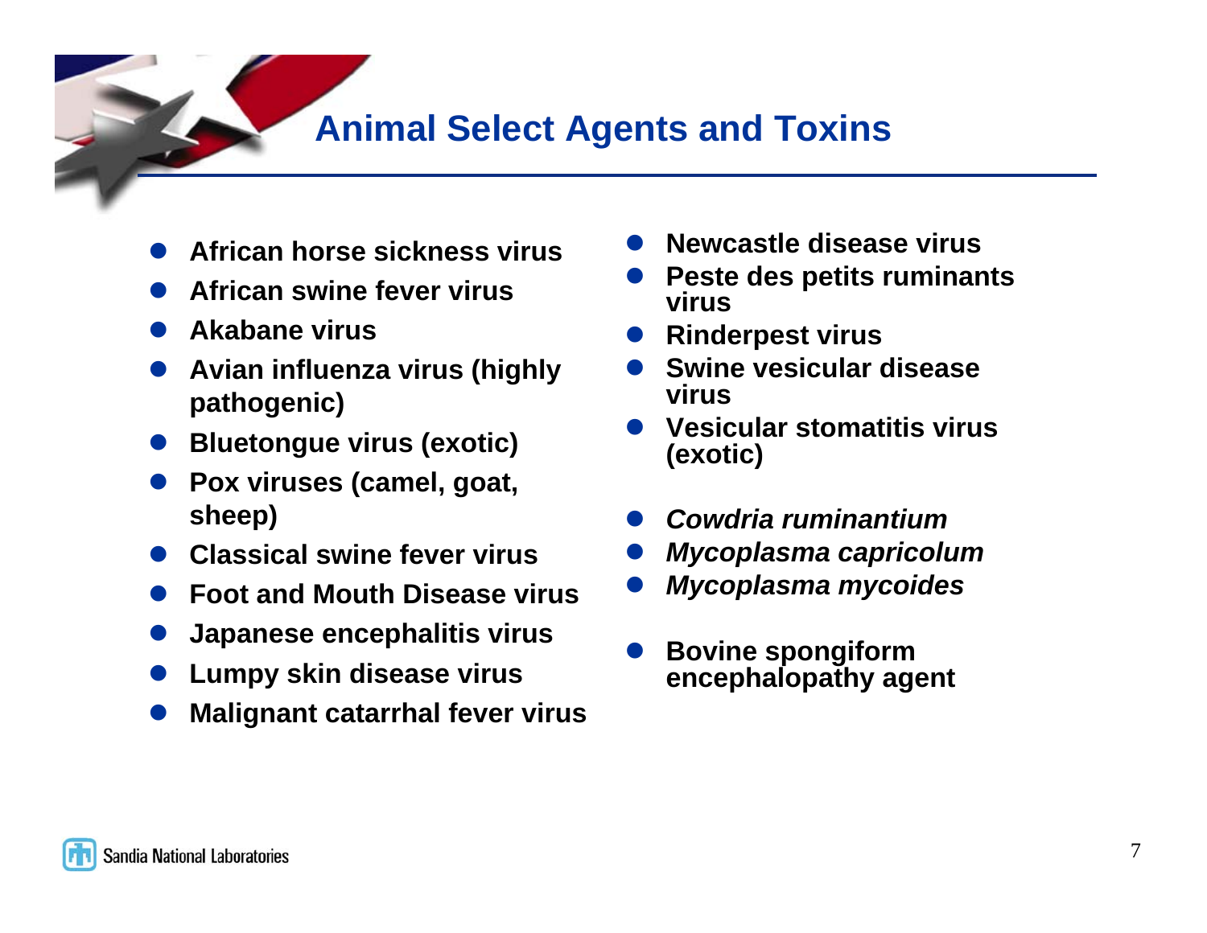# Animal Select Agents and Toxins

- **African horse sickness virus**
- **African swine fever virus**
- **Akabane virus**
- **Avian influenza virus (highly pathogenic)**
- **Bluetongue virus (exotic)**
- **Pox viruses (camel, goat, sheep)**
- **Classical swine fever virus**
- **Foot and Mouth Disease virus**
- **Japanese encephalitis virus**
- **Lumpy skin disease virus**
- **Malignant catarrhal fever virus**
- **Newcastle disease virus**
- **Peste des petits ruminants virus**
- **Rinderpest virus**
- **Swine vesicular disease virus**
- **Vesicular stomatitis virus (exotic)**

- ***Cowdria ruminantium***
- ***Mycoplasma capricolum***
- ***Mycoplasma mycoides***

- **Bovine spongiform encephalopathy agent**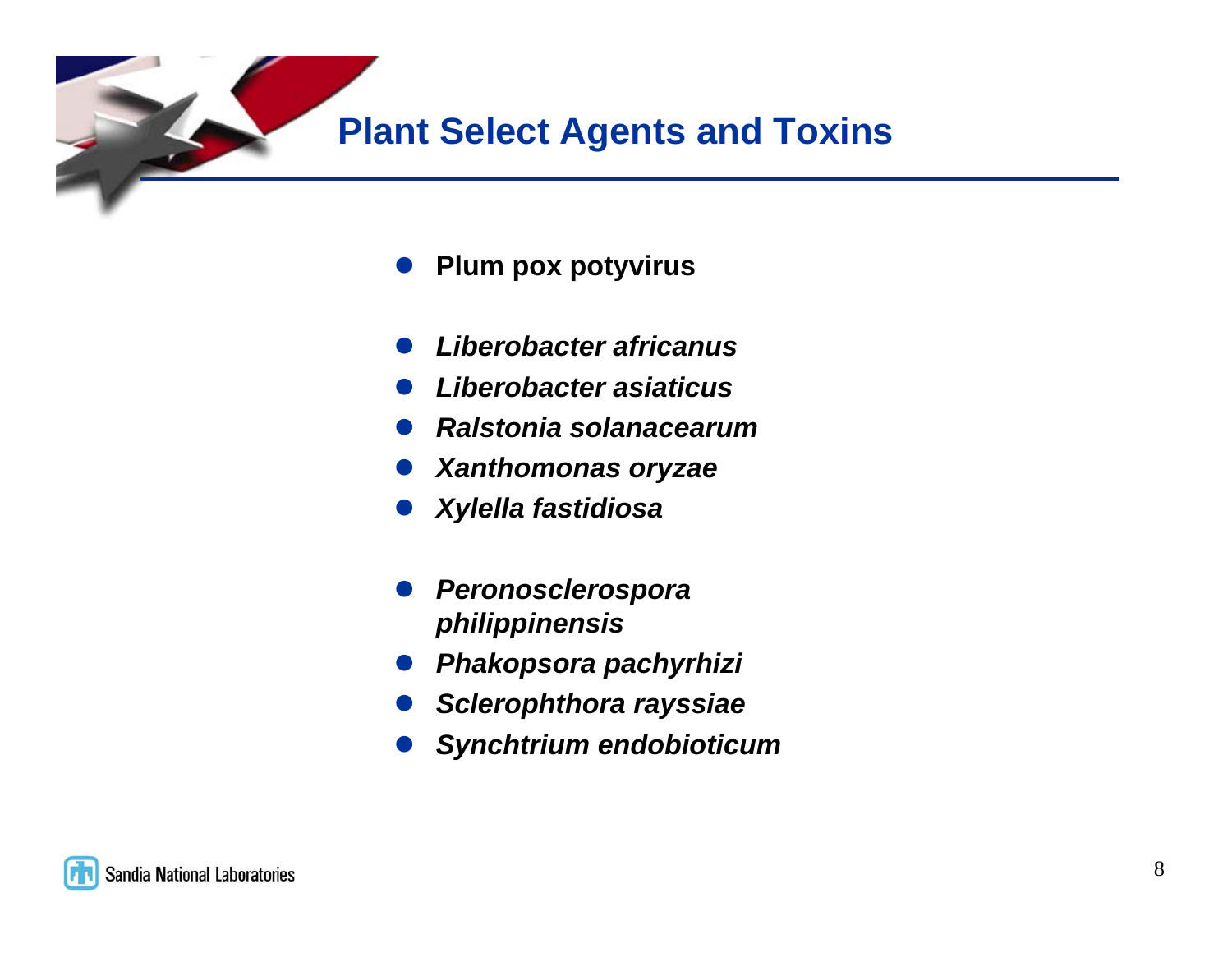# Plant Select Agents and Toxins

- **Plum pox potyvirus**

- ***Liberobacter africanus***
- ***Liberobacter asiaticus***
- ***Ralstonia solanacearum***
- ***Xanthomonas oryzae***
- ***Xylella fastidiosa***

- ***Peronosclerospora philippinensis***
- ***Phakopsora pachyrhizi***
- ***Sclerophthora rayssiae***
- ***Synchtrium endobioticum***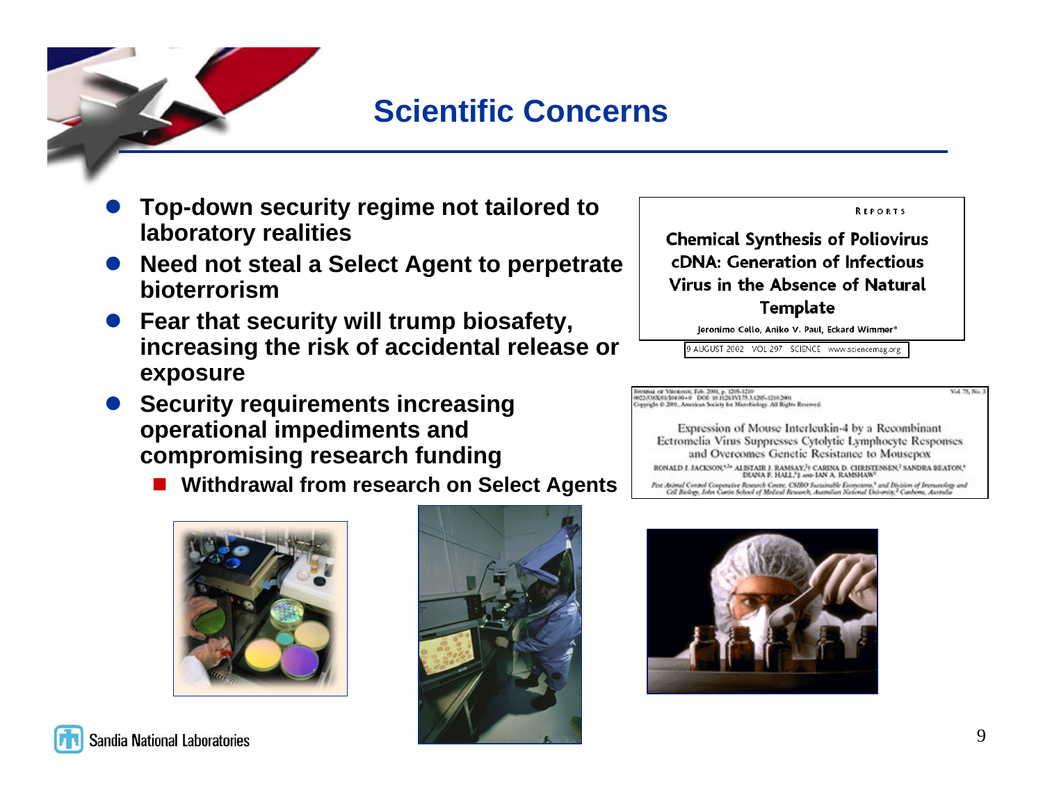# Scientific Concerns

- **Top-down security regime not tailored to laboratory realities**
- **Need not steal a Select Agent to perpetrate bioterrorism**
- **Fear that security will trump biosafety, increasing the risk of accidental release or exposure**
- **Security requirements increasing operational impediments and compromising research funding**
  - **Withdrawal from research on Select Agents**

REPORTS

**Chemical Synthesis of Poliovirus cDNA: Generation of Infectious Virus in the Absence of Natural Template**

Jeronimo Cello, Aniko V. Paul, Eckard Wimmer*

9 AUGUST 2002 VOL 297 SCIENCE www.sciencemag.org

JOURNAL OF VIROLOGY, Feb. 2001, p. 1205–1210
0022-538X/01/$04.00+0 DOI: 10.1128/JVI.75.3.1205–1210.2001
Copyright © 2001, American Society for Microbiology. All Rights Reserved.

Vol. 75, No. 3

Expression of Mouse Interleukin-4 by a Recombinant Ectromelia Virus Suppresses Cytolytic Lymphocyte Responses and Overcomes Genetic Resistance to Mousepox

RONALD J. JACKSON,[1,2]* ALISTAIR J. RAMSAY,[3] CARINA D. CHRISTENSEN,[2] SANDRA BEATON,[3] DIANA F. HALL,[1,2] AND IAN A. RAMSHAW[3]

Pest Animal Control Cooperative Research Centre, CSIRO Sustainable Ecosystems,[1] and Division of Immunology and Cell Biology, John Curtin School of Medical Research, Australian National University,[2] Canberra, Australia

Sandia National Laboratories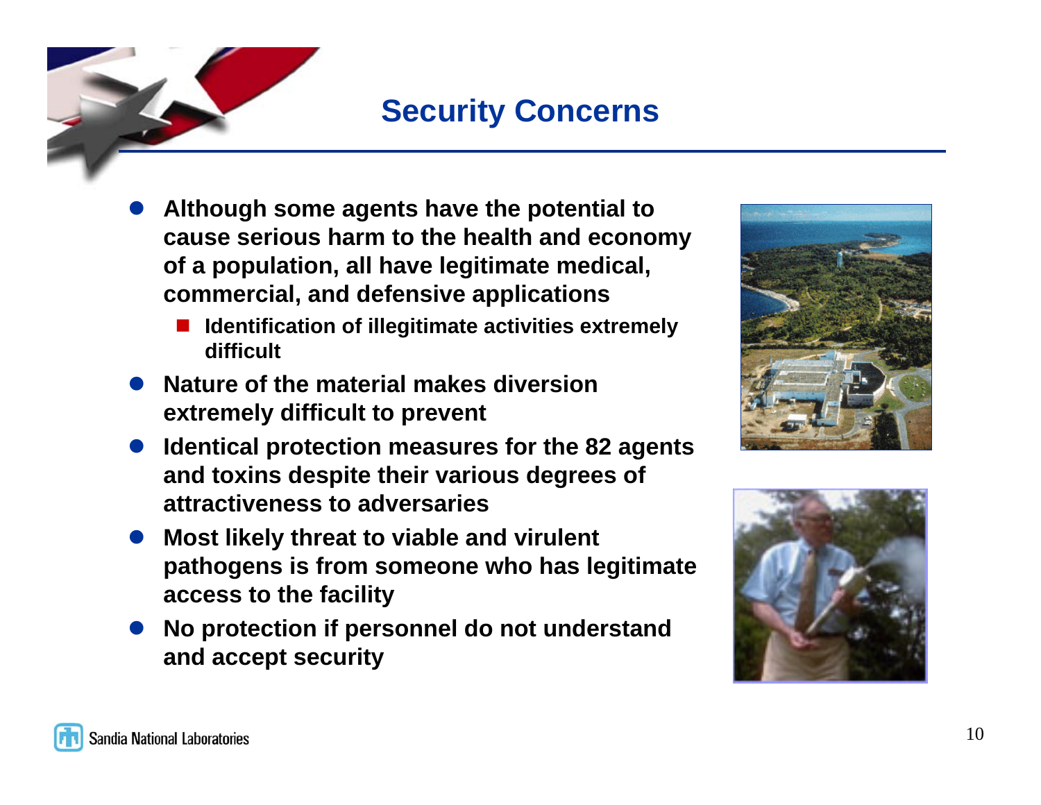# Security Concerns

- Although some agents have the potential to cause serious harm to the health and economy of a population, all have legitimate medical, commercial, and defensive applications
  - Identification of illegitimate activities extremely difficult
- Nature of the material makes diversion extremely difficult to prevent
- Identical protection measures for the 82 agents and toxins despite their various degrees of attractiveness to adversaries
- Most likely threat to viable and virulent pathogens is from someone who has legitimate access to the facility
- No protection if personnel do not understand and accept security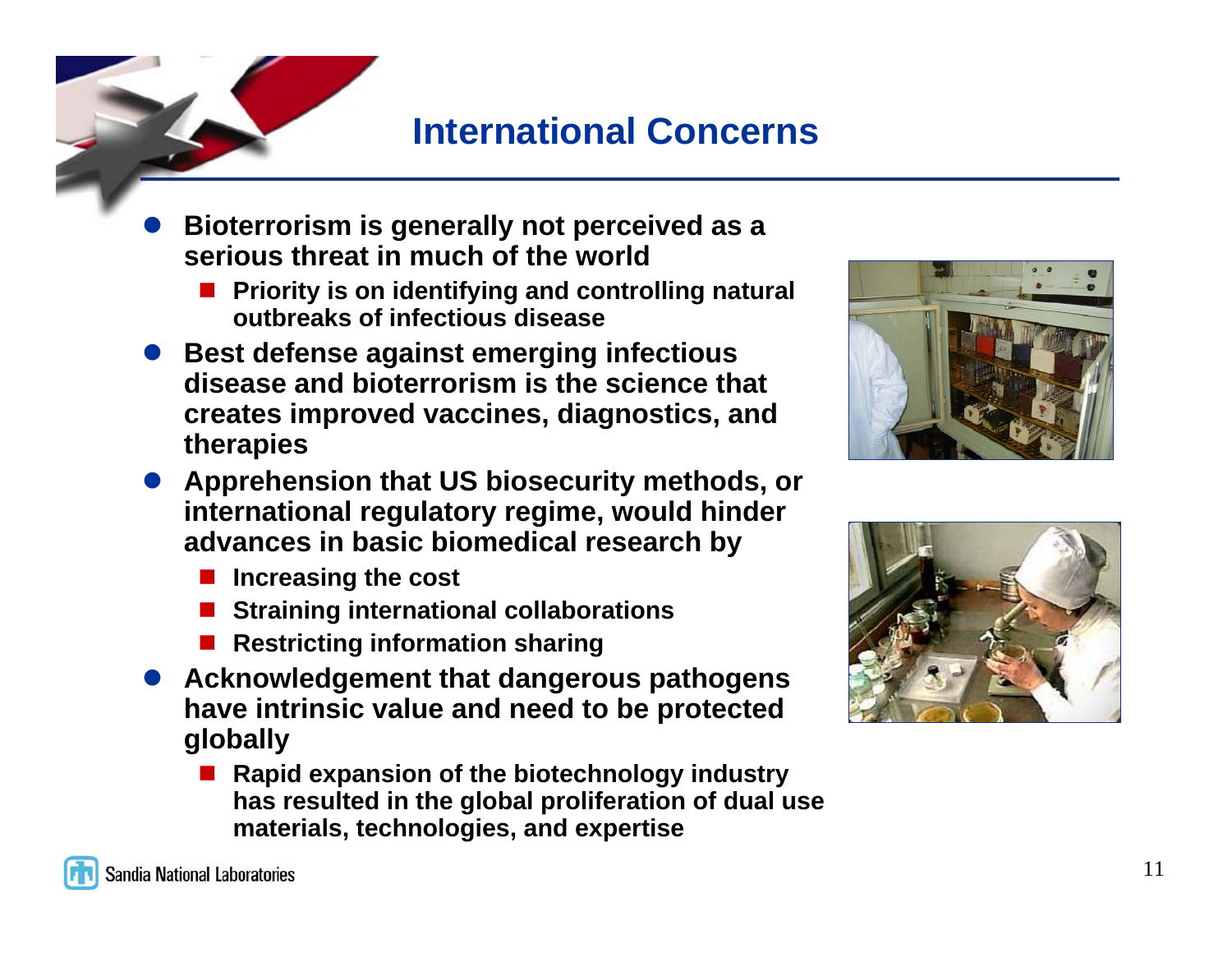# International Concerns

- **Bioterrorism is generally not perceived as a serious threat in much of the world**
  - **Priority is on identifying and controlling natural outbreaks of infectious disease**
- **Best defense against emerging infectious disease and bioterrorism is the science that creates improved vaccines, diagnostics, and therapies**
- **Apprehension that US biosecurity methods, or international regulatory regime, would hinder advances in basic biomedical research by**
  - **Increasing the cost**
  - **Straining international collaborations**
  - **Restricting information sharing**
- **Acknowledgement that dangerous pathogens have intrinsic value and need to be protected globally**
  - **Rapid expansion of the biotechnology industry has resulted in the global proliferation of dual use materials, technologies, and expertise**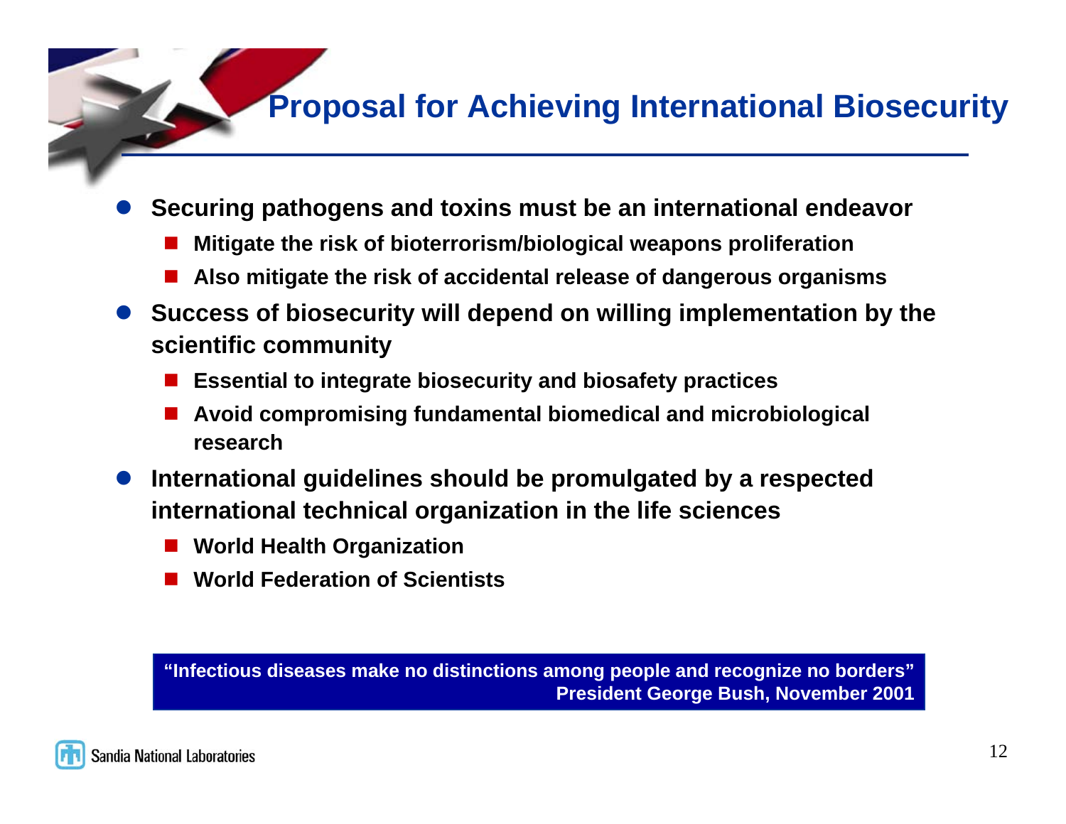# Proposal for Achieving International Biosecurity

- **Securing pathogens and toxins must be an international endeavor**
  - **Mitigate the risk of bioterrorism/biological weapons proliferation**
  - **Also mitigate the risk of accidental release of dangerous organisms**
- **Success of biosecurity will depend on willing implementation by the scientific community**
  - **Essential to integrate biosecurity and biosafety practices**
  - **Avoid compromising fundamental biomedical and microbiological research**
- **International guidelines should be promulgated by a respected international technical organization in the life sciences**
  - **World Health Organization**
  - **World Federation of Scientists**

> **"Infectious diseases make no distinctions among people and recognize no borders"**
> **President George Bush, November 2001**

Sandia National Laboratories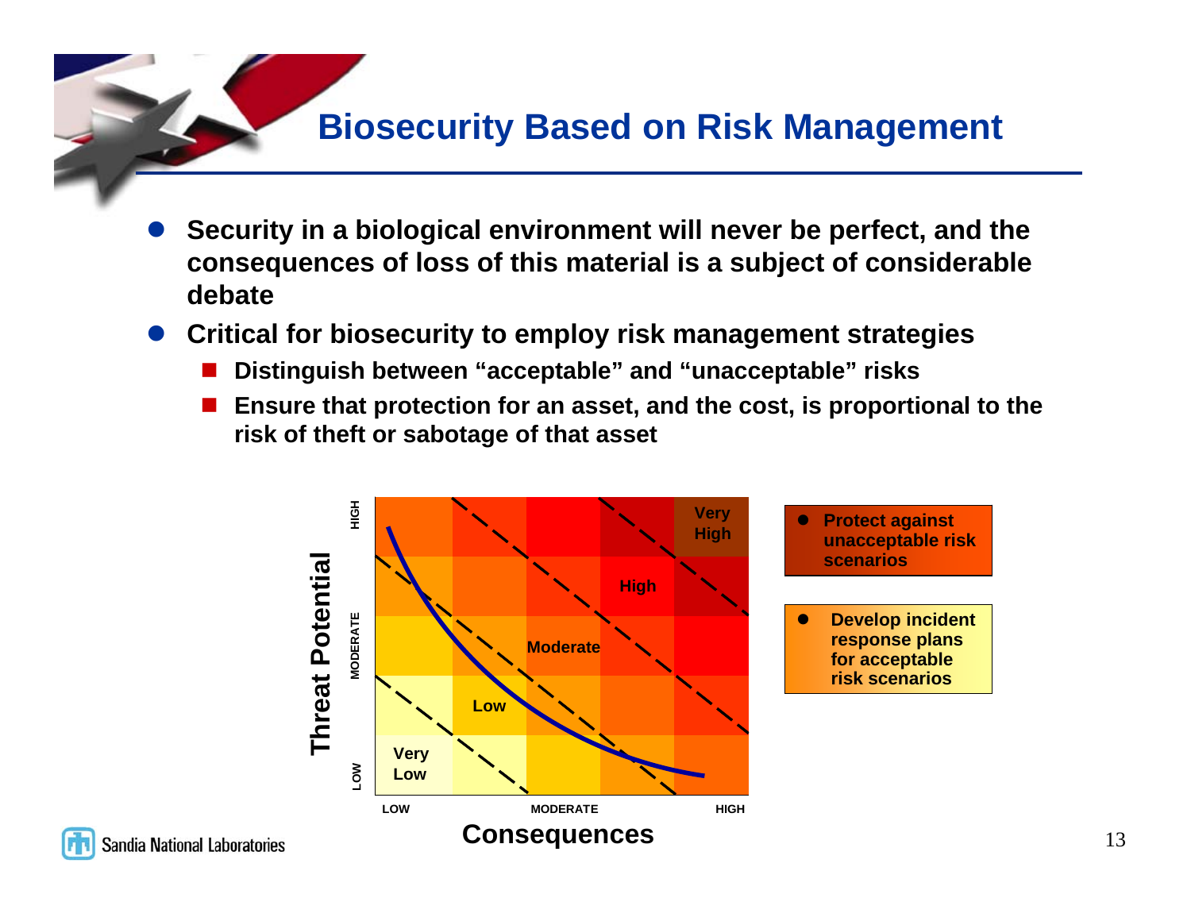# Biosecurity Based on Risk Management

- **Security in a biological environment will never be perfect, and the consequences of loss of this material is a subject of considerable debate**
- **Critical for biosecurity to employ risk management strategies**
  - **Distinguish between "acceptable" and "unacceptable" risks**
  - **Ensure that protection for an asset, and the cost, is proportional to the risk of theft or sabotage of that asset**

Threat Potential (LOW, MODERATE, HIGH) vs. Consequences (LOW, MODERATE, HIGH)

Risk levels: Very Low, Low, Moderate, High, Very High

- **Protect against unacceptable risk scenarios**
- **Develop incident response plans for acceptable risk scenarios**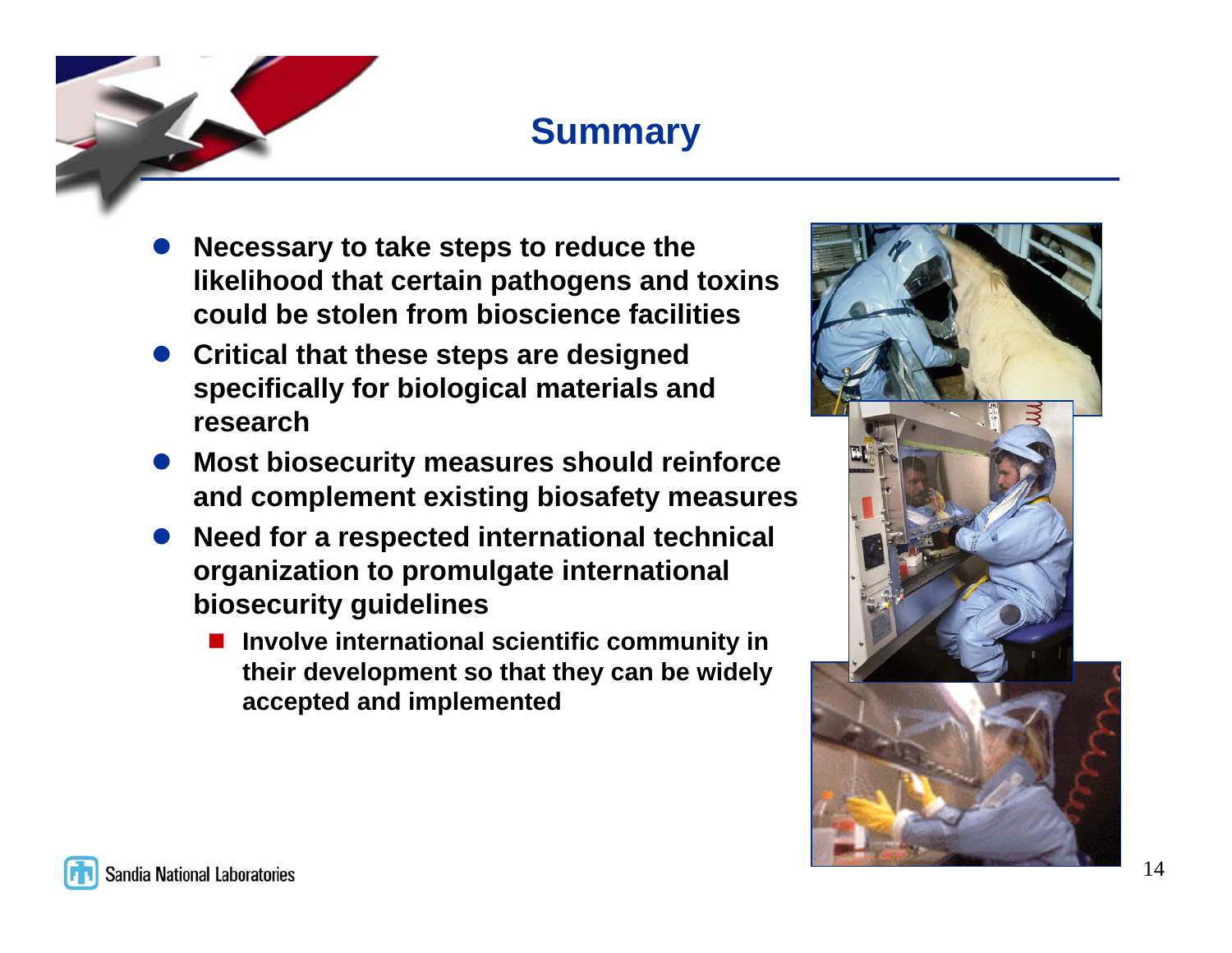# Summary

- **Necessary to take steps to reduce the likelihood that certain pathogens and toxins could be stolen from bioscience facilities**
- **Critical that these steps are designed specifically for biological materials and research**
- **Most biosecurity measures should reinforce and complement existing biosafety measures**
- **Need for a respected international technical organization to promulgate international biosecurity guidelines**
  - **Involve international scientific community in their development so that they can be widely accepted and implemented**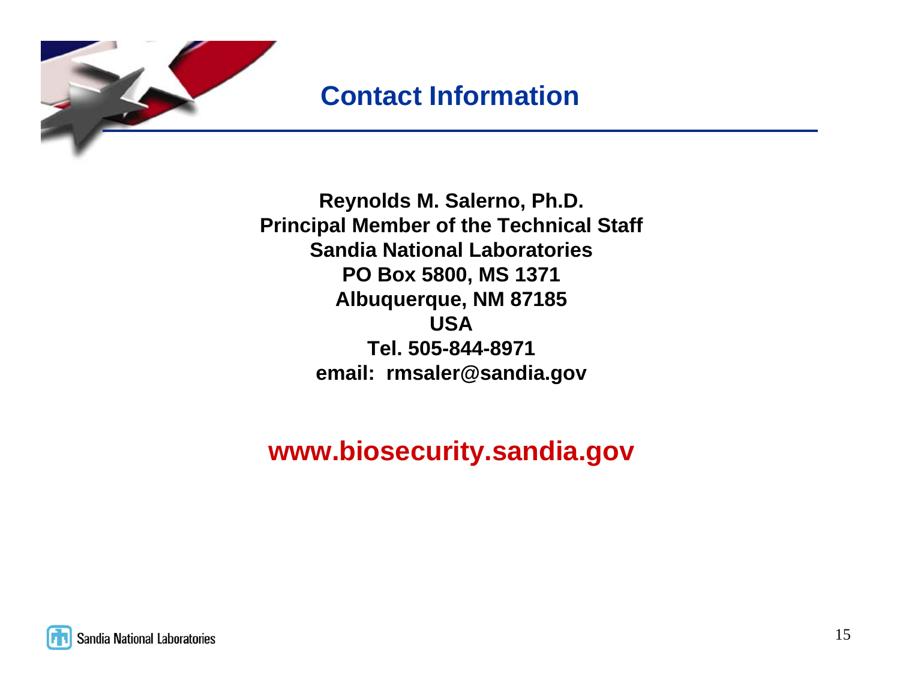# Contact Information

**Reynolds M. Salerno, Ph.D.**
**Principal Member of the Technical Staff**
**Sandia National Laboratories**
**PO Box 5800, MS 1371**
**Albuquerque, NM 87185**
**USA**
**Tel. 505-844-8971**
**email: rmsaler@sandia.gov**

**www.biosecurity.sandia.gov**